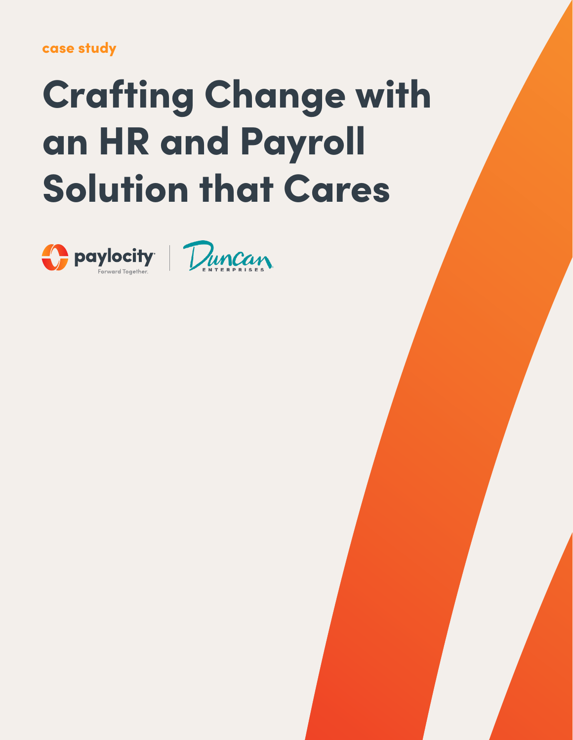case study

# Crafting Change with an HR and Payroll Solution that Cares

paylocity Forward Together. | Duncan ENTERPRISES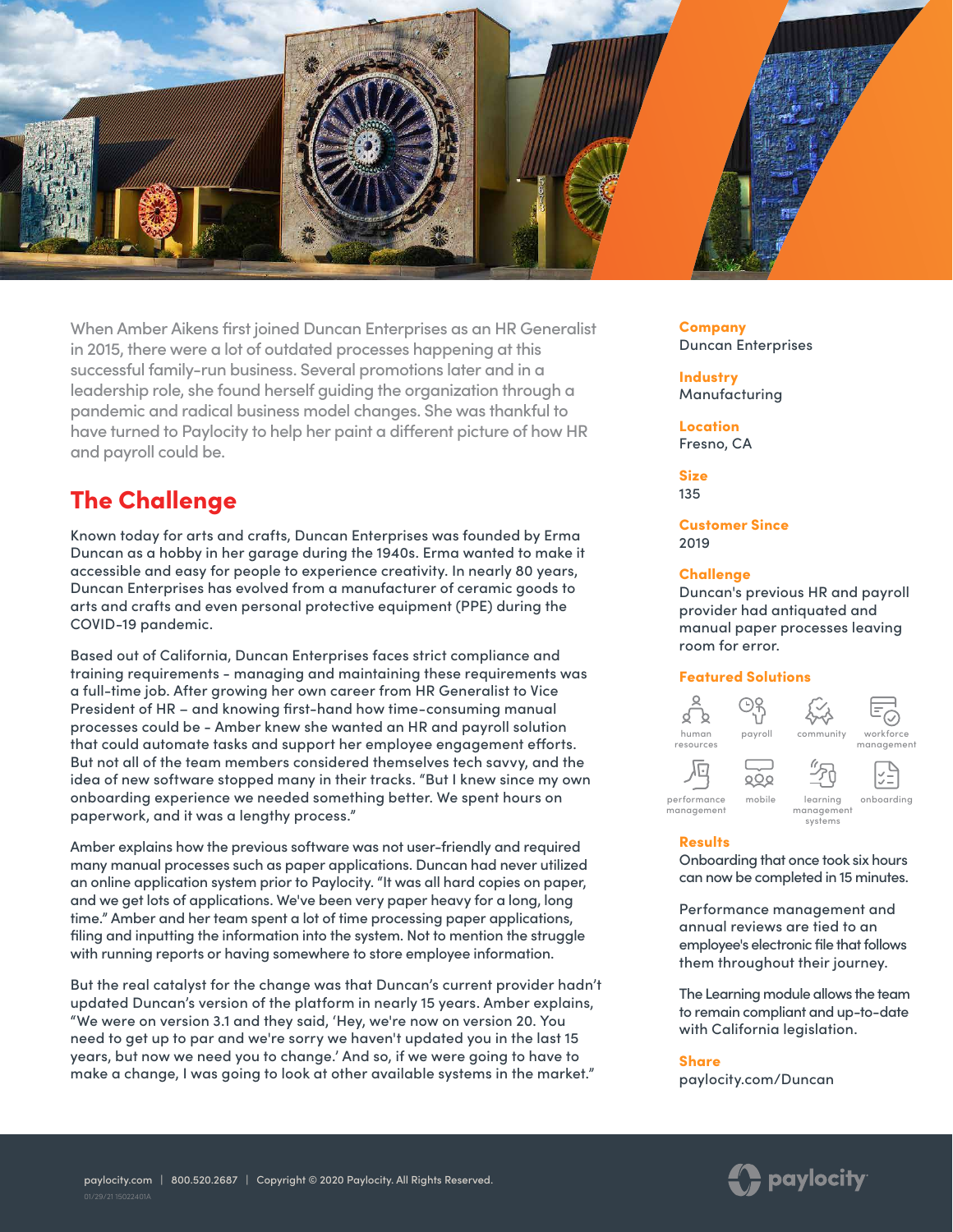When Amber Aikens first joined Duncan Enterprises as an HR Generalist in 2015, there were a lot of outdated processes happening at this successful family-run business. Several promotions later and in a leadership role, she found herself guiding the organization through a pandemic and radical business model changes. She was thankful to have turned to Paylocity to help her paint a different picture of how HR and payroll could be.

## The Challenge

Known today for arts and crafts, Duncan Enterprises was founded by Erma Duncan as a hobby in her garage during the 1940s. Erma wanted to make it accessible and easy for people to experience creativity. In nearly 80 years, Duncan Enterprises has evolved from a manufacturer of ceramic goods to arts and crafts and even personal protective equipment (PPE) during the COVID-19 pandemic.

Based out of California, Duncan Enterprises faces strict compliance and training requirements - managing and maintaining these requirements was a full-time job. After growing her own career from HR Generalist to Vice President of HR – and knowing first-hand how time-consuming manual processes could be - Amber knew she wanted an HR and payroll solution that could automate tasks and support her employee engagement efforts. But not all of the team members considered themselves tech savvy, and the idea of new software stopped many in their tracks. "But I knew since my own onboarding experience we needed something better. We spent hours on paperwork, and it was a lengthy process."

Amber explains how the previous software was not user-friendly and required many manual processes such as paper applications. Duncan had never utilized an online application system prior to Paylocity. "It was all hard copies on paper, and we get lots of applications. We've been very paper heavy for a long, long time." Amber and her team spent a lot of time processing paper applications, filing and inputting the information into the system. Not to mention the struggle with running reports or having somewhere to store employee information.

But the real catalyst for the change was that Duncan's current provider hadn't updated Duncan's version of the platform in nearly 15 years. Amber explains, "We were on version 3.1 and they said, 'Hey, we're now on version 20. You need to get up to par and we're sorry we haven't updated you in the last 15 years, but now we need you to change.' And so, if we were going to have to make a change, I was going to look at other available systems in the market."

**Company**
Duncan Enterprises

**Industry**
Manufacturing

**Location**
Fresno, CA

**Size**
135

**Customer Since**
2019

**Challenge**
Duncan's previous HR and payroll provider had antiquated and manual paper processes leaving room for error.

**Featured Solutions**

- human resources
- payroll
- community
- workforce management
- performance management
- mobile
- learning management systems
- onboarding

**Results**

Onboarding that once took six hours can now be completed in 15 minutes.

Performance management and annual reviews are tied to an employee's electronic file that follows them throughout their journey.

The Learning module allows the team to remain compliant and up-to-date with California legislation.

**Share**
paylocity.com/Duncan

paylocity.com | 800.520.2687 | Copyright © 2020 Paylocity. All Rights Reserved.

01/29/21 15022401A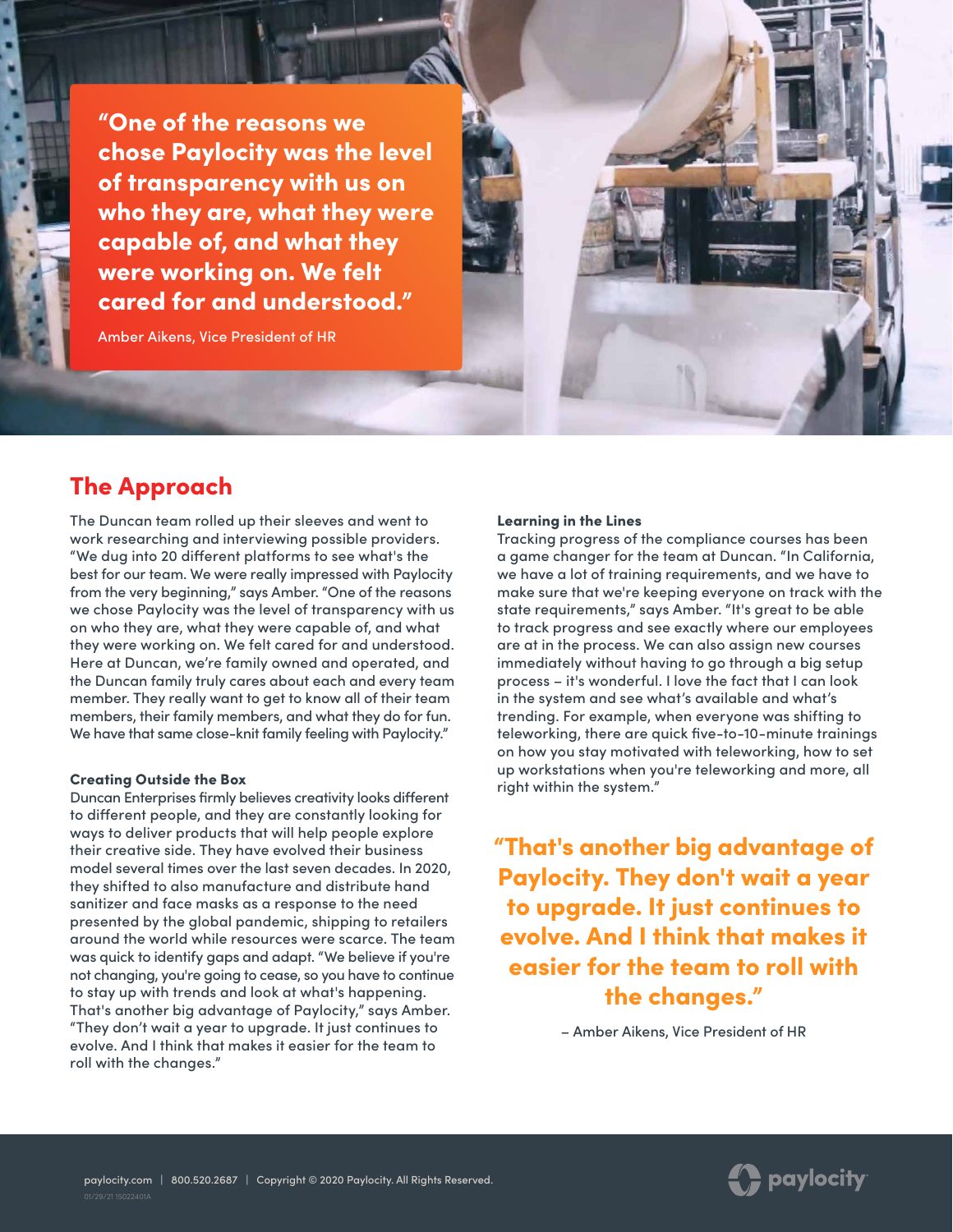> **"One of the reasons we chose Paylocity was the level of transparency with us on who they are, what they were capable of, and what they were working on. We felt cared for and understood."**
>
> Amber Aikens, Vice President of HR

## The Approach

The Duncan team rolled up their sleeves and went to work researching and interviewing possible providers. "We dug into 20 different platforms to see what's the best for our team. We were really impressed with Paylocity from the very beginning," says Amber. "One of the reasons we chose Paylocity was the level of transparency with us on who they are, what they were capable of, and what they were working on. We felt cared for and understood. Here at Duncan, we're family owned and operated, and the Duncan family truly cares about each and every team member. They really want to get to know all of their team members, their family members, and what they do for fun. We have that same close-knit family feeling with Paylocity."

### Creating Outside the Box

Duncan Enterprises firmly believes creativity looks different to different people, and they are constantly looking for ways to deliver products that will help people explore their creative side. They have evolved their business model several times over the last seven decades. In 2020, they shifted to also manufacture and distribute hand sanitizer and face masks as a response to the need presented by the global pandemic, shipping to retailers around the world while resources were scarce. The team was quick to identify gaps and adapt. "We believe if you're not changing, you're going to cease, so you have to continue to stay up with trends and look at what's happening. That's another big advantage of Paylocity," says Amber. "They don't wait a year to upgrade. It just continues to evolve. And I think that makes it easier for the team to roll with the changes."

### Learning in the Lines

Tracking progress of the compliance courses has been a game changer for the team at Duncan. "In California, we have a lot of training requirements, and we have to make sure that we're keeping everyone on track with the state requirements," says Amber. "It's great to be able to track progress and see exactly where our employees are at in the process. We can also assign new courses immediately without having to go through a big setup process – it's wonderful. I love the fact that I can look in the system and see what's available and what's trending. For example, when everyone was shifting to teleworking, there are quick five-to-10-minute trainings on how you stay motivated with teleworking, how to set up workstations when you're teleworking and more, all right within the system."

> **"That's another big advantage of Paylocity. They don't wait a year to upgrade. It just continues to evolve. And I think that makes it easier for the team to roll with the changes."**
>
> – Amber Aikens, Vice President of HR

paylocity.com | 800.520.2687 | Copyright © 2020 Paylocity. All Rights Reserved.

01/29/21 15022401A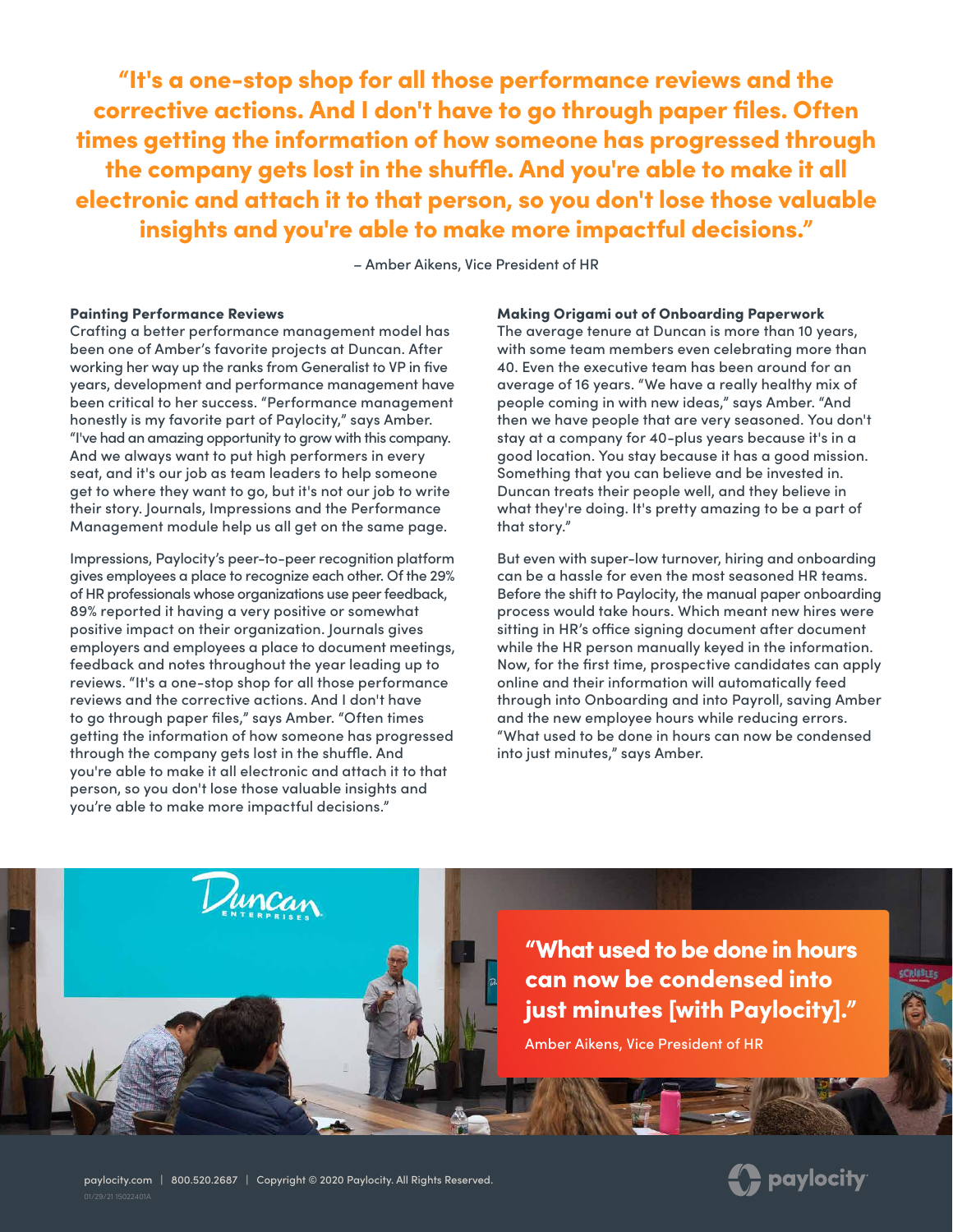> **"It's a one-stop shop for all those performance reviews and the corrective actions. And I don't have to go through paper files. Often times getting the information of how someone has progressed through the company gets lost in the shuffle. And you're able to make it all electronic and attach it to that person, so you don't lose those valuable insights and you're able to make more impactful decisions."**
>
> – Amber Aikens, Vice President of HR

**Painting Performance Reviews**

Crafting a better performance management model has been one of Amber's favorite projects at Duncan. After working her way up the ranks from Generalist to VP in five years, development and performance management have been critical to her success. "Performance management honestly is my favorite part of Paylocity," says Amber. "I've had an amazing opportunity to grow with this company. And we always want to put high performers in every seat, and it's our job as team leaders to help someone get to where they want to go, but it's not our job to write their story. Journals, Impressions and the Performance Management module help us all get on the same page.

Impressions, Paylocity's peer-to-peer recognition platform gives employees a place to recognize each other. Of the 29% of HR professionals whose organizations use peer feedback, 89% reported it having a very positive or somewhat positive impact on their organization. Journals gives employers and employees a place to document meetings, feedback and notes throughout the year leading up to reviews. "It's a one-stop shop for all those performance reviews and the corrective actions. And I don't have to go through paper files," says Amber. "Often times getting the information of how someone has progressed through the company gets lost in the shuffle. And you're able to make it all electronic and attach it to that person, so you don't lose those valuable insights and you're able to make more impactful decisions."

**Making Origami out of Onboarding Paperwork**

The average tenure at Duncan is more than 10 years, with some team members even celebrating more than 40. Even the executive team has been around for an average of 16 years. "We have a really healthy mix of people coming in with new ideas," says Amber. "And then we have people that are very seasoned. You don't stay at a company for 40-plus years because it's in a good location. You stay because it has a good mission. Something that you can believe and be invested in. Duncan treats their people well, and they believe in what they're doing. It's pretty amazing to be a part of that story."

But even with super-low turnover, hiring and onboarding can be a hassle for even the most seasoned HR teams. Before the shift to Paylocity, the manual paper onboarding process would take hours. Which meant new hires were sitting in HR's office signing document after document while the HR person manually keyed in the information. Now, for the first time, prospective candidates can apply online and their information will automatically feed through into Onboarding and into Payroll, saving Amber and the new employee hours while reducing errors. "What used to be done in hours can now be condensed into just minutes," says Amber.

> **"What used to be done in hours can now be condensed into just minutes [with Paylocity]."**
>
> Amber Aikens, Vice President of HR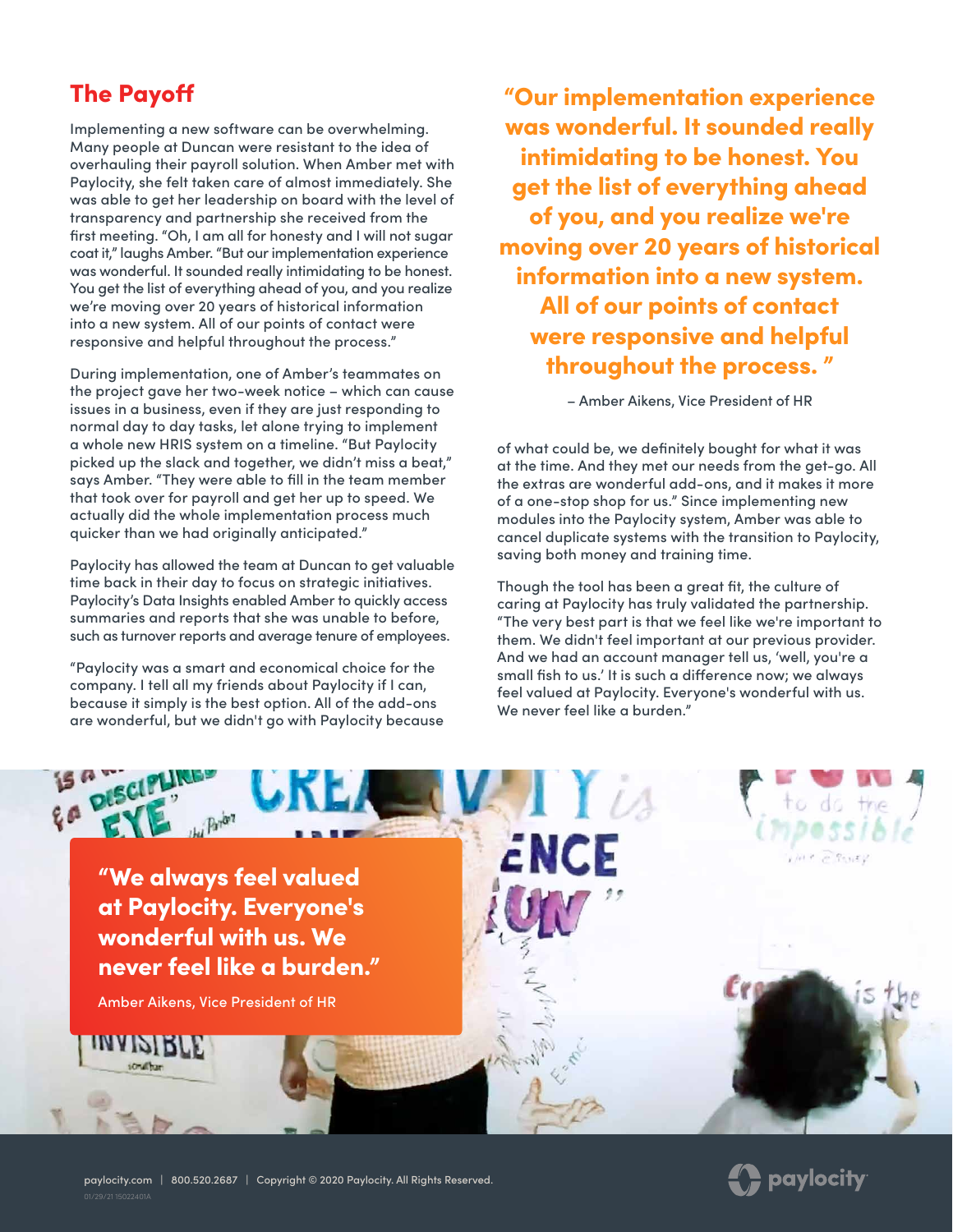## The Payoff

Implementing a new software can be overwhelming. Many people at Duncan were resistant to the idea of overhauling their payroll solution. When Amber met with Paylocity, she felt taken care of almost immediately. She was able to get her leadership on board with the level of transparency and partnership she received from the first meeting. "Oh, I am all for honesty and I will not sugar coat it," laughs Amber. "But our implementation experience was wonderful. It sounded really intimidating to be honest. You get the list of everything ahead of you, and you realize we're moving over 20 years of historical information into a new system. All of our points of contact were responsive and helpful throughout the process."

During implementation, one of Amber's teammates on the project gave her two-week notice – which can cause issues in a business, even if they are just responding to normal day to day tasks, let alone trying to implement a whole new HRIS system on a timeline. "But Paylocity picked up the slack and together, we didn't miss a beat," says Amber. "They were able to fill in the team member that took over for payroll and get her up to speed. We actually did the whole implementation process much quicker than we had originally anticipated."

Paylocity has allowed the team at Duncan to get valuable time back in their day to focus on strategic initiatives. Paylocity's Data Insights enabled Amber to quickly access summaries and reports that she was unable to before, such as turnover reports and average tenure of employees.

"Paylocity was a smart and economical choice for the company. I tell all my friends about Paylocity if I can, because it simply is the best option. All of the add-ons are wonderful, but we didn't go with Paylocity because of what could be, we definitely bought for what it was at the time. And they met our needs from the get-go. All the extras are wonderful add-ons, and it makes it more of a one-stop shop for us." Since implementing new modules into the Paylocity system, Amber was able to cancel duplicate systems with the transition to Paylocity, saving both money and training time.

Though the tool has been a great fit, the culture of caring at Paylocity has truly validated the partnership. "The very best part is that we feel like we're important to them. We didn't feel important at our previous provider. And we had an account manager tell us, 'well, you're a small fish to us.' It is such a difference now; we always feel valued at Paylocity. Everyone's wonderful with us. We never feel like a burden."

**"Our implementation experience was wonderful. It sounded really intimidating to be honest. You get the list of everything ahead of you, and you realize we're moving over 20 years of historical information into a new system. All of our points of contact were responsive and helpful throughout the process. "**

– Amber Aikens, Vice President of HR

**"We always feel valued at Paylocity. Everyone's wonderful with us. We never feel like a burden."**

Amber Aikens, Vice President of HR

paylocity.com | 800.520.2687 | Copyright © 2020 Paylocity. All Rights Reserved.

01/29/21 15022401A